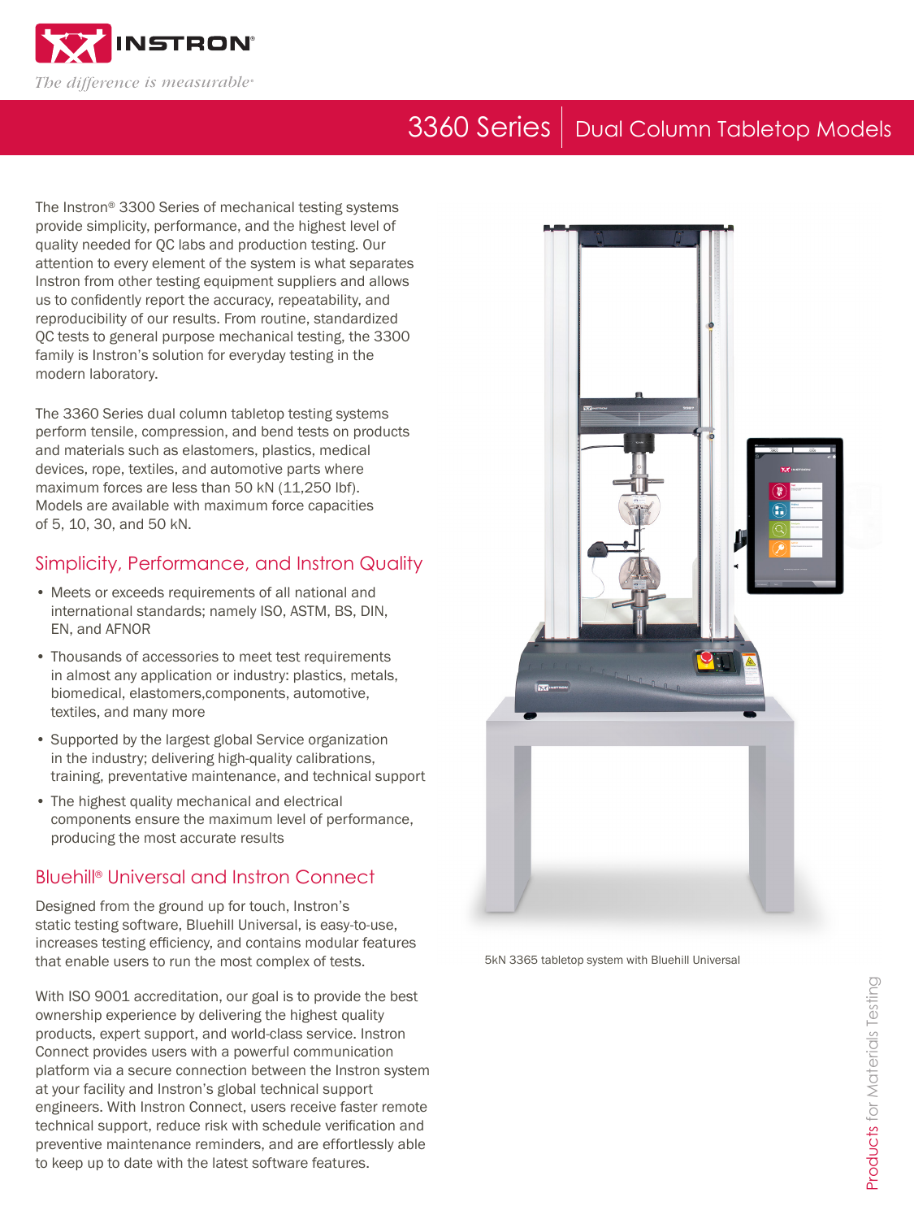# 3360 Series | Dual Column Tabletop Models

The Instron® 3300 Series of mechanical testing systems provide simplicity, performance, and the highest level of quality needed for QC labs and production testing. Our attention to every element of the system is what separates Instron from other testing equipment suppliers and allows us to confidently report the accuracy, repeatability, and reproducibility of our results. From routine, standardized QC tests to general purpose mechanical testing, the 3300 family is Instron's solution for everyday testing in the modern laboratory.

The 3360 Series dual column tabletop testing systems perform tensile, compression, and bend tests on products and materials such as elastomers, plastics, medical devices, rope, textiles, and automotive parts where maximum forces are less than 50 kN (11,250 lbf). Models are available with maximum force capacities of 5, 10, 30, and 50 kN.

## Simplicity, Performance, and Instron Quality

- Meets or exceeds requirements of all national and international standards; namely ISO, ASTM, BS, DIN, EN, and AFNOR
- Thousands of accessories to meet test requirements in almost any application or industry: plastics, metals, biomedical, elastomers,components, automotive, textiles, and many more
- Supported by the largest global Service organization in the industry; delivering high-quality calibrations, training, preventative maintenance, and technical support
- The highest quality mechanical and electrical components ensure the maximum level of performance, producing the most accurate results

## Bluehill® Universal and Instron Connect

Designed from the ground up for touch, Instron's static testing software, Bluehill Universal, is easy-to-use, increases testing efficiency, and contains modular features that enable users to run the most complex of tests.

With ISO 9001 accreditation, our goal is to provide the best ownership experience by delivering the highest quality products, expert support, and world-class service. Instron Connect provides users with a powerful communication platform via a secure connection between the Instron system at your facility and Instron's global technical support engineers. With Instron Connect, users receive faster remote technical support, reduce risk with schedule verification and preventive maintenance reminders, and are effortlessly able to keep up to date with the latest software features.

5kN 3365 tabletop system with Bluehill Universal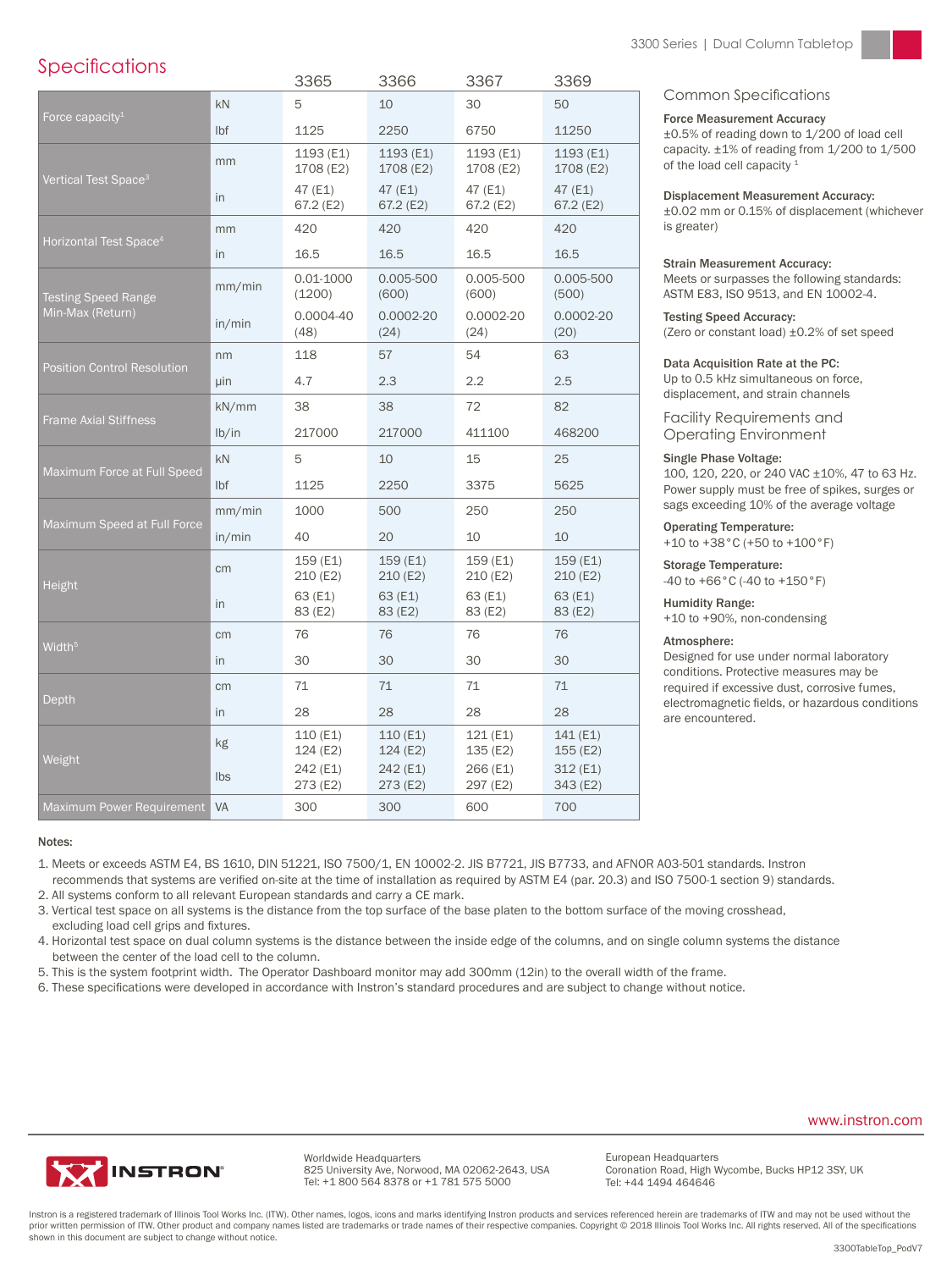## Specifications

| | | 3365 | 3366 | 3367 | 3369 |
|---|---|---|---|---|---|
| Force capacity[1] | kN | 5 | 10 | 30 | 50 |
| | lbf | 1125 | 2250 | 6750 | 11250 |
| Vertical Test Space[3] | mm | 1193 (E1) 1708 (E2) | 1193 (E1) 1708 (E2) | 1193 (E1) 1708 (E2) | 1193 (E1) 1708 (E2) |
| | in | 47 (E1) 67.2 (E2) | 47 (E1) 67.2 (E2) | 47 (E1) 67.2 (E2) | 47 (E1) 67.2 (E2) |
| Horizontal Test Space[4] | mm | 420 | 420 | 420 | 420 |
| | in | 16.5 | 16.5 | 16.5 | 16.5 |
| Testing Speed Range Min-Max (Return) | mm/min | 0.01-1000 (1200) | 0.005-500 (600) | 0.005-500 (600) | 0.005-500 (500) |
| | in/min | 0.0004-40 (48) | 0.0002-20 (24) | 0.0002-20 (24) | 0.0002-20 (20) |
| Position Control Resolution | nm | 118 | 57 | 54 | 63 |
| | µin | 4.7 | 2.3 | 2.2 | 2.5 |
| Frame Axial Stiffness | kN/mm | 38 | 38 | 72 | 82 |
| | lb/in | 217000 | 217000 | 411100 | 468200 |
| Maximum Force at Full Speed | kN | 5 | 10 | 15 | 25 |
| | lbf | 1125 | 2250 | 3375 | 5625 |
| Maximum Speed at Full Force | mm/min | 1000 | 500 | 250 | 250 |
| | in/min | 40 | 20 | 10 | 10 |
| Height | cm | 159 (E1) 210 (E2) | 159 (E1) 210 (E2) | 159 (E1) 210 (E2) | 159 (E1) 210 (E2) |
| | in | 63 (E1) 83 (E2) | 63 (E1) 83 (E2) | 63 (E1) 83 (E2) | 63 (E1) 83 (E2) |
| Width[5] | cm | 76 | 76 | 76 | 76 |
| | in | 30 | 30 | 30 | 30 |
| Depth | cm | 71 | 71 | 71 | 71 |
| | in | 28 | 28 | 28 | 28 |
| Weight | kg | 110 (E1) 124 (E2) | 110 (E1) 124 (E2) | 121 (E1) 135 (E2) | 141 (E1) 155 (E2) |
| | lbs | 242 (E1) 273 (E2) | 242 (E1) 273 (E2) | 266 (E1) 297 (E2) | 312 (E1) 343 (E2) |
| Maximum Power Requirement | VA | 300 | 300 | 600 | 700 |

### Common Specifications

**Force Measurement Accuracy**
±0.5% of reading down to 1/200 of load cell capacity. ±1% of reading from 1/200 to 1/500 of the load cell capacity [1]

**Displacement Measurement Accuracy:**
±0.02 mm or 0.15% of displacement (whichever is greater)

**Strain Measurement Accuracy:**
Meets or surpasses the following standards: ASTM E83, ISO 9513, and EN 10002-4.

**Testing Speed Accuracy:**
(Zero or constant load) ±0.2% of set speed

**Data Acquisition Rate at the PC:**
Up to 0.5 kHz simultaneous on force, displacement, and strain channels

### Facility Requirements and Operating Environment

**Single Phase Voltage:**
100, 120, 220, or 240 VAC ±10%, 47 to 63 Hz. Power supply must be free of spikes, surges or sags exceeding 10% of the average voltage

**Operating Temperature:**
+10 to +38°C (+50 to +100°F)

**Storage Temperature:**
-40 to +66°C (-40 to +150°F)

**Humidity Range:**
+10 to +90%, non-condensing

**Atmosphere:**
Designed for use under normal laboratory conditions. Protective measures may be required if excessive dust, corrosive fumes, electromagnetic fields, or hazardous conditions are encountered.

Notes:

1. Meets or exceeds ASTM E4, BS 1610, DIN 51221, ISO 7500/1, EN 10002-2. JIS B7721, JIS B7733, and AFNOR A03-501 standards. Instron recommends that systems are verified on-site at the time of installation as required by ASTM E4 (par. 20.3) and ISO 7500-1 section 9) standards.
2. All systems conform to all relevant European standards and carry a CE mark.
3. Vertical test space on all systems is the distance from the top surface of the base platen to the bottom surface of the moving crosshead, excluding load cell grips and fixtures.
4. Horizontal test space on dual column systems is the distance between the inside edge of the columns, and on single column systems the distance between the center of the load cell to the column.
5. This is the system footprint width. The Operator Dashboard monitor may add 300mm (12in) to the overall width of the frame.
6. These specifications were developed in accordance with Instron's standard procedures and are subject to change without notice.

www.instron.com

Worldwide Headquarters
825 University Ave, Norwood, MA 02062-2643, USA
Tel: +1 800 564 8378 or +1 781 575 5000

European Headquarters
Coronation Road, High Wycombe, Bucks HP12 3SY, UK
Tel: +44 1494 464646

Instron is a registered trademark of Illinois Tool Works Inc. (ITW). Other names, logos, icons and marks identifying Instron products and services referenced herein are trademarks of ITW and may not be used without the prior written permission of ITW. Other product and company names listed are trademarks or trade names of their respective companies. Copyright © 2018 Illinois Tool Works Inc. All rights reserved. All of the specifications shown in this document are subject to change without notice.

3300TableTop_PodV7